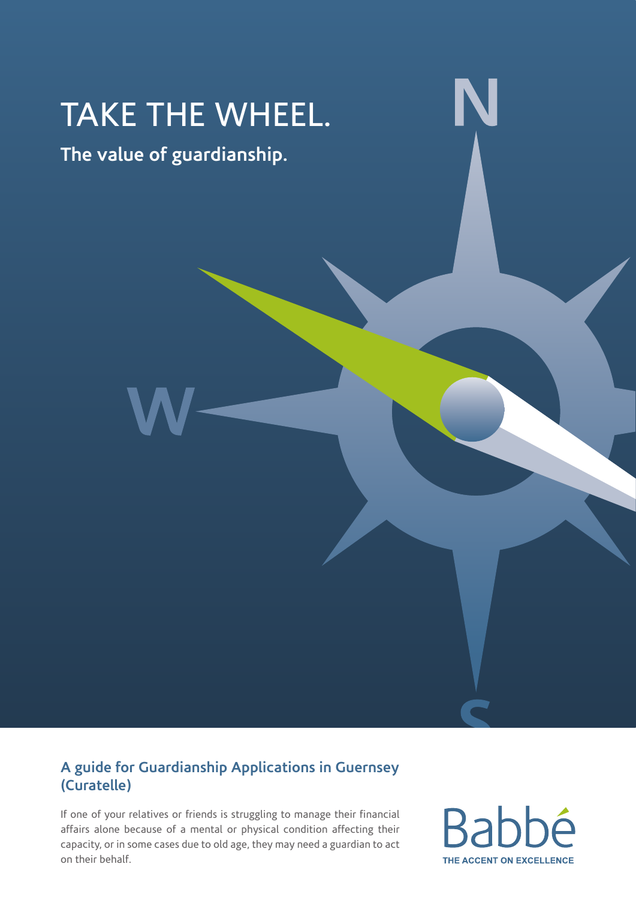# TAKE THE WHEEL.

## The value of guardianship.

## A guide for Guardianship Applications in Guernsey (Curatelle)

If one of your relatives or friends is struggling to manage their financial affairs alone because of a mental or physical condition affecting their capacity, or in some cases due to old age, they may need a guardian to act on their behalf.

Babbé
THE ACCENT ON EXCELLENCE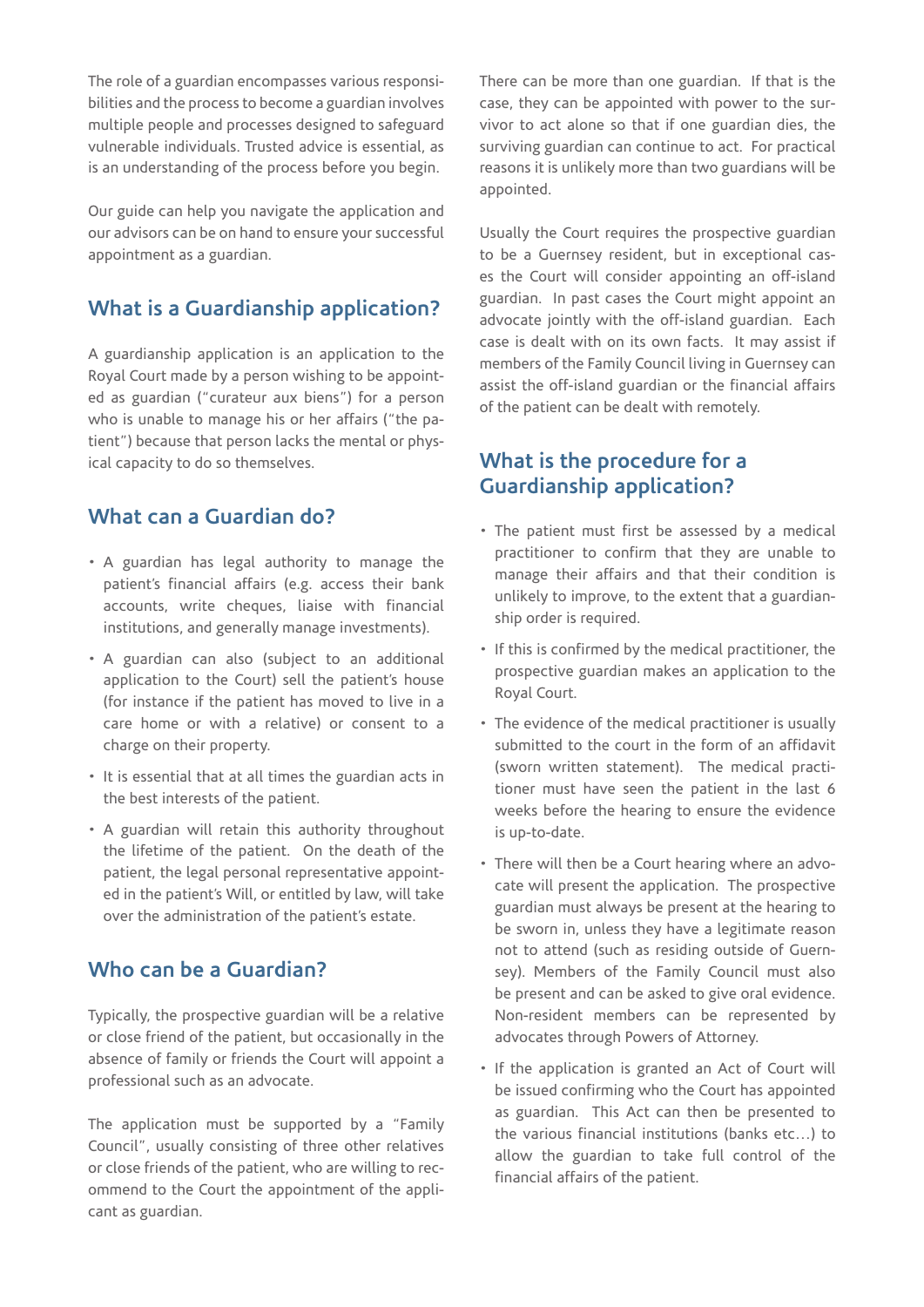The role of a guardian encompasses various responsibilities and the process to become a guardian involves multiple people and processes designed to safeguard vulnerable individuals. Trusted advice is essential, as is an understanding of the process before you begin.

Our guide can help you navigate the application and our advisors can be on hand to ensure your successful appointment as a guardian.

## What is a Guardianship application?

A guardianship application is an application to the Royal Court made by a person wishing to be appointed as guardian ("curateur aux biens") for a person who is unable to manage his or her affairs ("the patient") because that person lacks the mental or physical capacity to do so themselves.

## What can a Guardian do?

- A guardian has legal authority to manage the patient's financial affairs (e.g. access their bank accounts, write cheques, liaise with financial institutions, and generally manage investments).
- A guardian can also (subject to an additional application to the Court) sell the patient's house (for instance if the patient has moved to live in a care home or with a relative) or consent to a charge on their property.
- It is essential that at all times the guardian acts in the best interests of the patient.
- A guardian will retain this authority throughout the lifetime of the patient. On the death of the patient, the legal personal representative appointed in the patient's Will, or entitled by law, will take over the administration of the patient's estate.

## Who can be a Guardian?

Typically, the prospective guardian will be a relative or close friend of the patient, but occasionally in the absence of family or friends the Court will appoint a professional such as an advocate.

The application must be supported by a "Family Council", usually consisting of three other relatives or close friends of the patient, who are willing to recommend to the Court the appointment of the applicant as guardian.

There can be more than one guardian. If that is the case, they can be appointed with power to the survivor to act alone so that if one guardian dies, the surviving guardian can continue to act. For practical reasons it is unlikely more than two guardians will be appointed.

Usually the Court requires the prospective guardian to be a Guernsey resident, but in exceptional cases the Court will consider appointing an off-island guardian. In past cases the Court might appoint an advocate jointly with the off-island guardian. Each case is dealt with on its own facts. It may assist if members of the Family Council living in Guernsey can assist the off-island guardian or the financial affairs of the patient can be dealt with remotely.

## What is the procedure for a Guardianship application?

- The patient must first be assessed by a medical practitioner to confirm that they are unable to manage their affairs and that their condition is unlikely to improve, to the extent that a guardianship order is required.
- If this is confirmed by the medical practitioner, the prospective guardian makes an application to the Royal Court.
- The evidence of the medical practitioner is usually submitted to the court in the form of an affidavit (sworn written statement). The medical practitioner must have seen the patient in the last 6 weeks before the hearing to ensure the evidence is up-to-date.
- There will then be a Court hearing where an advocate will present the application. The prospective guardian must always be present at the hearing to be sworn in, unless they have a legitimate reason not to attend (such as residing outside of Guernsey). Members of the Family Council must also be present and can be asked to give oral evidence. Non-resident members can be represented by advocates through Powers of Attorney.
- If the application is granted an Act of Court will be issued confirming who the Court has appointed as guardian. This Act can then be presented to the various financial institutions (banks etc…) to allow the guardian to take full control of the financial affairs of the patient.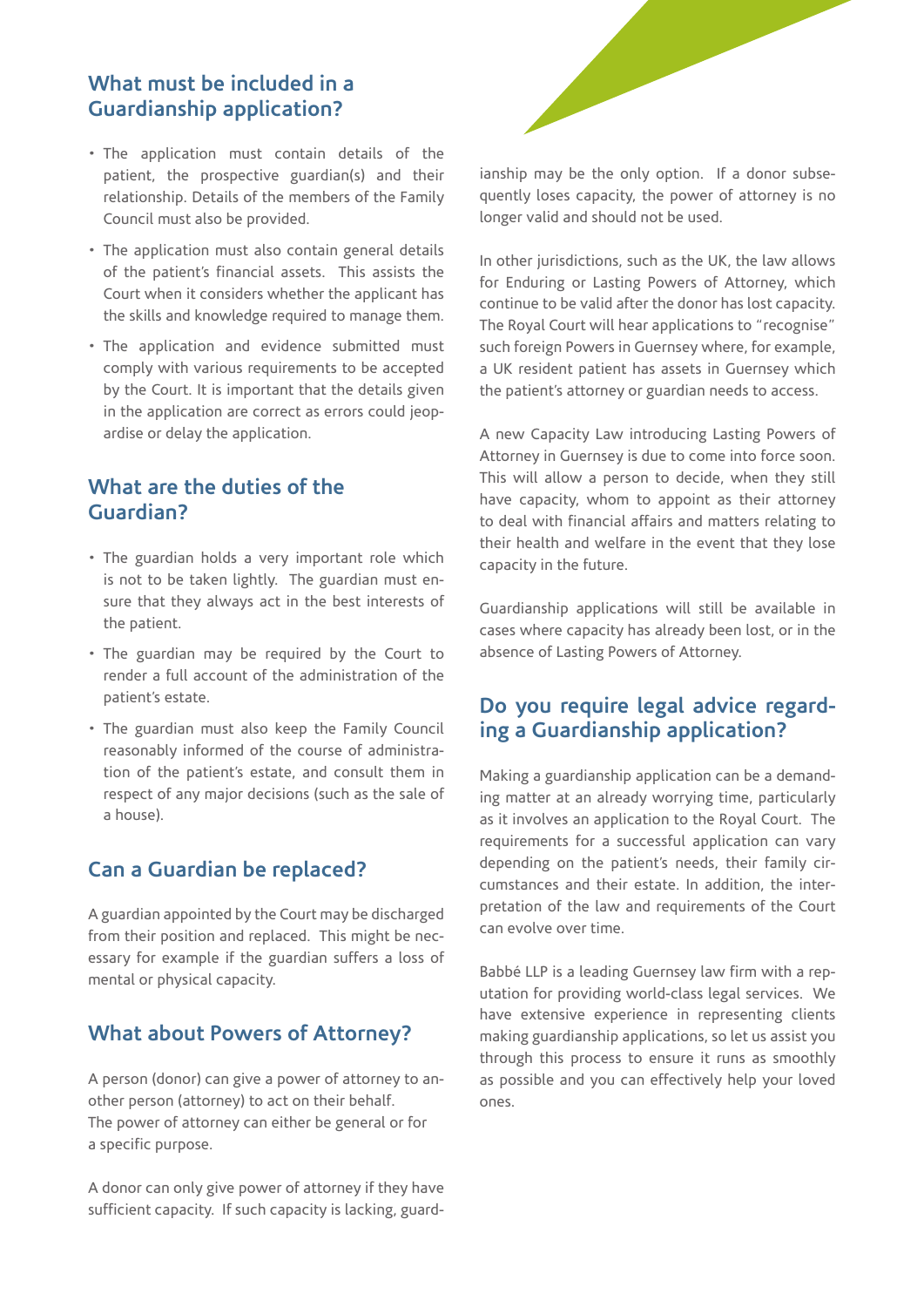## What must be included in a Guardianship application?

- The application must contain details of the patient, the prospective guardian(s) and their relationship. Details of the members of the Family Council must also be provided.
- The application must also contain general details of the patient's financial assets. This assists the Court when it considers whether the applicant has the skills and knowledge required to manage them.
- The application and evidence submitted must comply with various requirements to be accepted by the Court. It is important that the details given in the application are correct as errors could jeopardise or delay the application.

## What are the duties of the Guardian?

- The guardian holds a very important role which is not to be taken lightly. The guardian must ensure that they always act in the best interests of the patient.
- The guardian may be required by the Court to render a full account of the administration of the patient's estate.
- The guardian must also keep the Family Council reasonably informed of the course of administration of the patient's estate, and consult them in respect of any major decisions (such as the sale of a house).

## Can a Guardian be replaced?

A guardian appointed by the Court may be discharged from their position and replaced. This might be necessary for example if the guardian suffers a loss of mental or physical capacity.

## What about Powers of Attorney?

A person (donor) can give a power of attorney to another person (attorney) to act on their behalf. The power of attorney can either be general or for a specific purpose.

A donor can only give power of attorney if they have sufficient capacity. If such capacity is lacking, guardianship may be the only option. If a donor subsequently loses capacity, the power of attorney is no longer valid and should not be used.

In other jurisdictions, such as the UK, the law allows for Enduring or Lasting Powers of Attorney, which continue to be valid after the donor has lost capacity. The Royal Court will hear applications to "recognise" such foreign Powers in Guernsey where, for example, a UK resident patient has assets in Guernsey which the patient's attorney or guardian needs to access.

A new Capacity Law introducing Lasting Powers of Attorney in Guernsey is due to come into force soon. This will allow a person to decide, when they still have capacity, whom to appoint as their attorney to deal with financial affairs and matters relating to their health and welfare in the event that they lose capacity in the future.

Guardianship applications will still be available in cases where capacity has already been lost, or in the absence of Lasting Powers of Attorney.

## Do you require legal advice regarding a Guardianship application?

Making a guardianship application can be a demanding matter at an already worrying time, particularly as it involves an application to the Royal Court. The requirements for a successful application can vary depending on the patient's needs, their family circumstances and their estate. In addition, the interpretation of the law and requirements of the Court can evolve over time.

Babbé LLP is a leading Guernsey law firm with a reputation for providing world-class legal services. We have extensive experience in representing clients making guardianship applications, so let us assist you through this process to ensure it runs as smoothly as possible and you can effectively help your loved ones.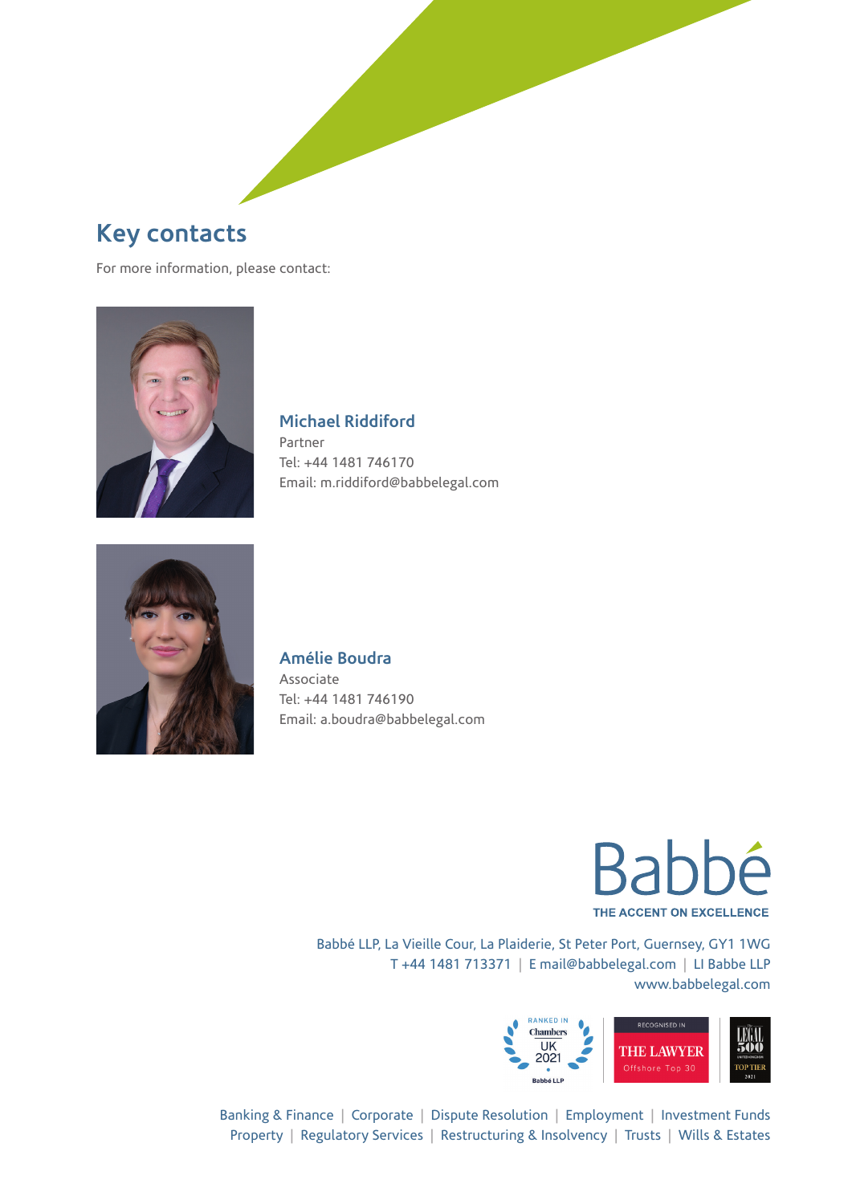## Key contacts

For more information, please contact:

**Michael Riddiford**
Partner
Tel: +44 1481 746170
Email: m.riddiford@babbelegal.com

**Amélie Boudra**
Associate
Tel: +44 1481 746190
Email: a.boudra@babbelegal.com

Babbé
THE ACCENT ON EXCELLENCE

Babbé LLP, La Vieille Cour, La Plaiderie, St Peter Port, Guernsey, GY1 1WG
T +44 1481 713371 | E mail@babbelegal.com | LI Babbe LLP
www.babbelegal.com

Ranked in Chambers UK 2021 Babbé LLP | Recognised in The Lawyer Offshore Top 30 | Legal 500 Top Tier 2021

Banking & Finance | Corporate | Dispute Resolution | Employment | Investment Funds
Property | Regulatory Services | Restructuring & Insolvency | Trusts | Wills & Estates